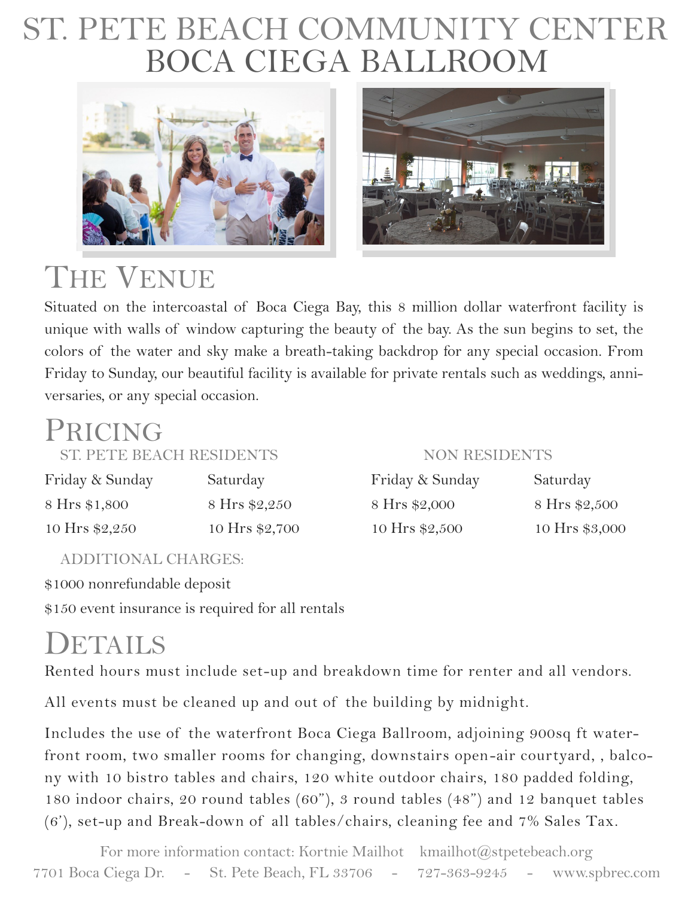# ST. PETE BEACH COMMUNITY CENTER
# BOCA CIEGA BALLROOM

## The Venue

Situated on the intercoastal of Boca Ciega Bay, this 8 million dollar waterfront facility is unique with walls of window capturing the beauty of the bay. As the sun begins to set, the colors of the water and sky make a breath-taking backdrop for any special occasion. From Friday to Sunday, our beautiful facility is available for private rentals such as weddings, anniversaries, or any special occasion.

## Pricing

| ST. PETE BEACH RESIDENTS | | NON RESIDENTS | |
|---|---|---|---|
| Friday & Sunday | Saturday | Friday & Sunday | Saturday |
| 8 Hrs $1,800 | 8 Hrs $2,250 | 8 Hrs $2,000 | 8 Hrs $2,500 |
| 10 Hrs $2,250 | 10 Hrs $2,700 | 10 Hrs $2,500 | 10 Hrs $3,000 |

ADDITIONAL CHARGES:

$1000 nonrefundable deposit

$150 event insurance is required for all rentals

## Details

Rented hours must include set-up and breakdown time for renter and all vendors.

All events must be cleaned up and out of the building by midnight.

Includes the use of the waterfront Boca Ciega Ballroom, adjoining 900sq ft waterfront room, two smaller rooms for changing, downstairs open-air courtyard, , balcony with 10 bistro tables and chairs, 120 white outdoor chairs, 180 padded folding, 180 indoor chairs, 20 round tables (60"), 3 round tables (48") and 12 banquet tables (6'), set-up and Break-down of all tables/chairs, cleaning fee and 7% Sales Tax.

For more information contact: Kortnie Mailhot kmailhot@stpetebeach.org

7701 Boca Ciega Dr. - St. Pete Beach, FL 33706 - 727-363-9245 - www.spbrec.com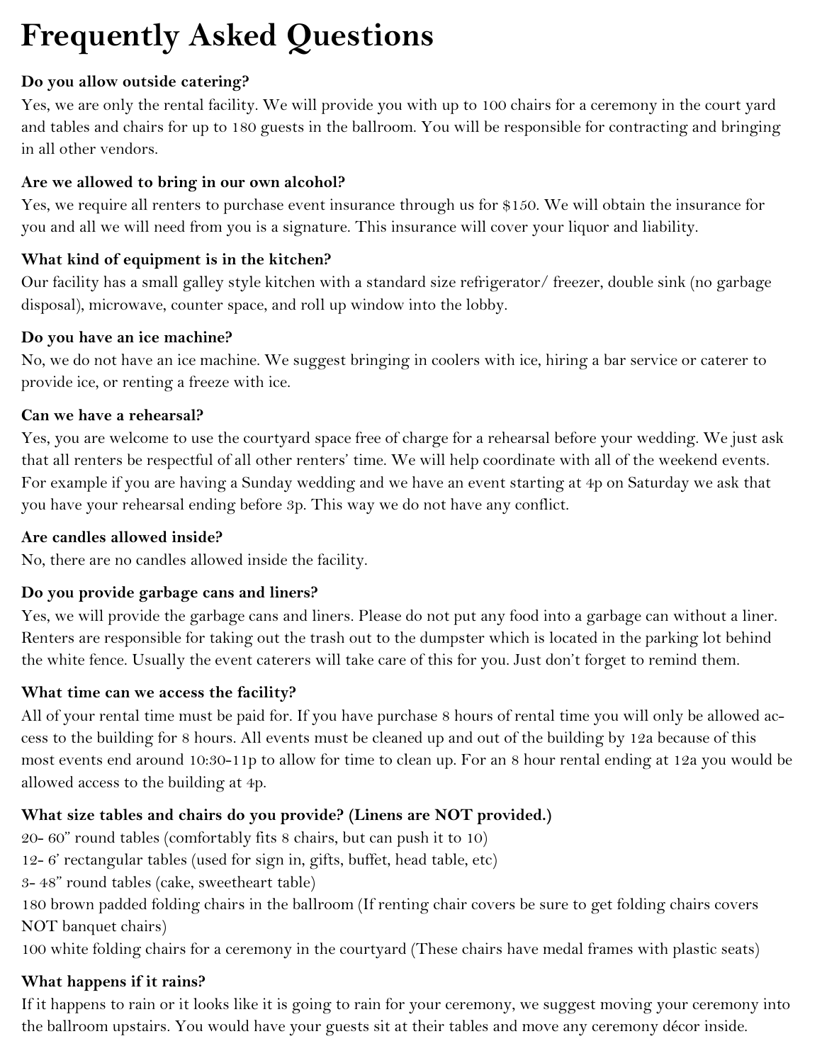# Frequently Asked Questions

**Do you allow outside catering?**

Yes, we are only the rental facility. We will provide you with up to 100 chairs for a ceremony in the court yard and tables and chairs for up to 180 guests in the ballroom. You will be responsible for contracting and bringing in all other vendors.

**Are we allowed to bring in our own alcohol?**

Yes, we require all renters to purchase event insurance through us for $150. We will obtain the insurance for you and all we will need from you is a signature. This insurance will cover your liquor and liability.

**What kind of equipment is in the kitchen?**

Our facility has a small galley style kitchen with a standard size refrigerator/ freezer, double sink (no garbage disposal), microwave, counter space, and roll up window into the lobby.

**Do you have an ice machine?**

No, we do not have an ice machine. We suggest bringing in coolers with ice, hiring a bar service or caterer to provide ice, or renting a freeze with ice.

**Can we have a rehearsal?**

Yes, you are welcome to use the courtyard space free of charge for a rehearsal before your wedding. We just ask that all renters be respectful of all other renters' time. We will help coordinate with all of the weekend events. For example if you are having a Sunday wedding and we have an event starting at 4p on Saturday we ask that you have your rehearsal ending before 3p. This way we do not have any conflict.

**Are candles allowed inside?**

No, there are no candles allowed inside the facility.

**Do you provide garbage cans and liners?**

Yes, we will provide the garbage cans and liners. Please do not put any food into a garbage can without a liner. Renters are responsible for taking out the trash out to the dumpster which is located in the parking lot behind the white fence. Usually the event caterers will take care of this for you. Just don't forget to remind them.

**What time can we access the facility?**

All of your rental time must be paid for. If you have purchase 8 hours of rental time you will only be allowed access to the building for 8 hours. All events must be cleaned up and out of the building by 12a because of this most events end around 10:30-11p to allow for time to clean up. For an 8 hour rental ending at 12a you would be allowed access to the building at 4p.

**What size tables and chairs do you provide? (Linens are NOT provided.)**

20- 60" round tables (comfortably fits 8 chairs, but can push it to 10)
12- 6' rectangular tables (used for sign in, gifts, buffet, head table, etc)
3- 48" round tables (cake, sweetheart table)
180 brown padded folding chairs in the ballroom (If renting chair covers be sure to get folding chairs covers NOT banquet chairs)
100 white folding chairs for a ceremony in the courtyard (These chairs have medal frames with plastic seats)

**What happens if it rains?**

If it happens to rain or it looks like it is going to rain for your ceremony, we suggest moving your ceremony into the ballroom upstairs. You would have your guests sit at their tables and move any ceremony décor inside.